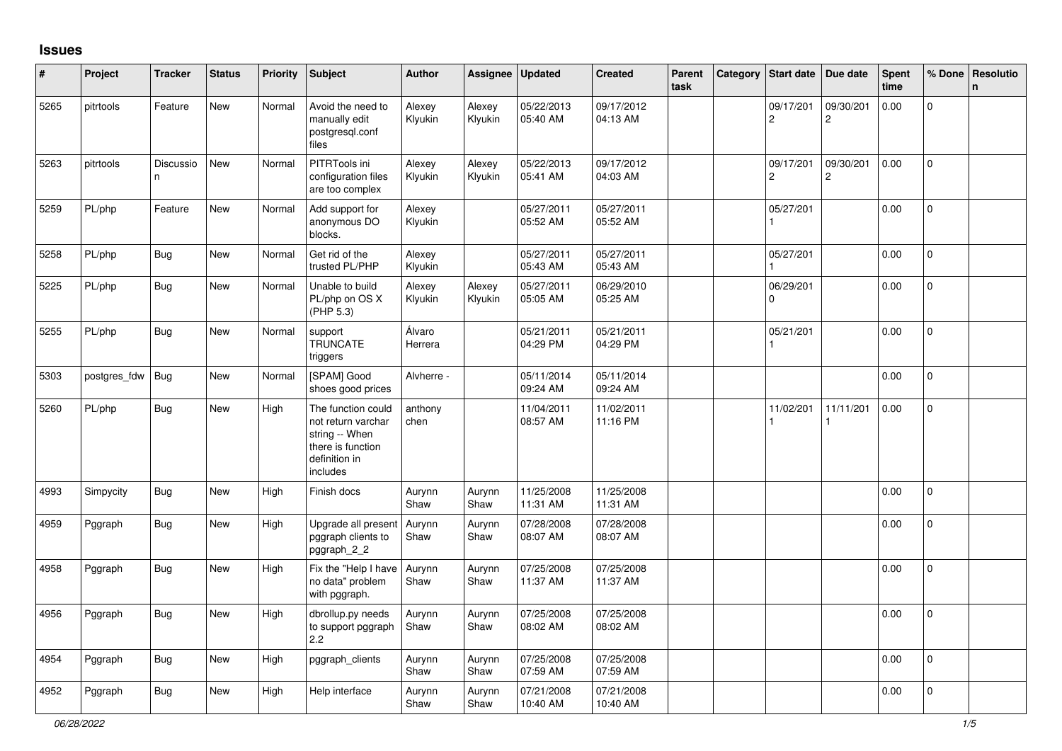# Issues

| # | Project | Tracker | Status | Priority | Subject | Author | Assignee | Updated | Created | Parent task | Category | Start date | Due date | Spent time | % Done | Resolution |
|---|---|---|---|---|---|---|---|---|---|---|---|---|---|---|---|---|
| 5265 | pitrtools | Feature | New | Normal | Avoid the need to manually edit postgresql.conf files | Alexey Klyukin | Alexey Klyukin | 05/22/2013 05:40 AM | 09/17/2012 04:13 AM | | | 09/17/2012 | 09/30/2012 | 0.00 | 0 | |
| 5263 | pitrtools | Discussion | New | Normal | PITRTools ini configuration files are too complex | Alexey Klyukin | Alexey Klyukin | 05/22/2013 05:41 AM | 09/17/2012 04:03 AM | | | 09/17/2012 | 09/30/2012 | 0.00 | 0 | |
| 5259 | PL/php | Feature | New | Normal | Add support for anonymous DO blocks. | Alexey Klyukin | | 05/27/2011 05:52 AM | 05/27/2011 05:52 AM | | | 05/27/2011 | | 0.00 | 0 | |
| 5258 | PL/php | Bug | New | Normal | Get rid of the trusted PL/PHP | Alexey Klyukin | | 05/27/2011 05:43 AM | 05/27/2011 05:43 AM | | | 05/27/2011 | | 0.00 | 0 | |
| 5225 | PL/php | Bug | New | Normal | Unable to build PL/php on OS X (PHP 5.3) | Alexey Klyukin | Alexey Klyukin | 05/27/2011 05:05 AM | 06/29/2010 05:25 AM | | | 06/29/2010 | | 0.00 | 0 | |
| 5255 | PL/php | Bug | New | Normal | support TRUNCATE triggers | Álvaro Herrera | | 05/21/2011 04:29 PM | 05/21/2011 04:29 PM | | | 05/21/2011 | | 0.00 | 0 | |
| 5303 | postgres_fdw | Bug | New | Normal | [SPAM] Good shoes good prices | Alvherre - | | 05/11/2014 09:24 AM | 05/11/2014 09:24 AM | | | | | 0.00 | 0 | |
| 5260 | PL/php | Bug | New | High | The function could not return varchar string -- When there is function definition in includes | anthony chen | | 11/04/2011 08:57 AM | 11/02/2011 11:16 PM | | | 11/02/2011 | 11/11/2011 | 0.00 | 0 | |
| 4993 | Simpycity | Bug | New | High | Finish docs | Aurynn Shaw | Aurynn Shaw | 11/25/2008 11:31 AM | 11/25/2008 11:31 AM | | | | | 0.00 | 0 | |
| 4959 | Pggraph | Bug | New | High | Upgrade all present pggraph clients to pggraph_2_2 | Aurynn Shaw | Aurynn Shaw | 07/28/2008 08:07 AM | 07/28/2008 08:07 AM | | | | | 0.00 | 0 | |
| 4958 | Pggraph | Bug | New | High | Fix the "Help I have no data" problem with pggraph. | Aurynn Shaw | Aurynn Shaw | 07/25/2008 11:37 AM | 07/25/2008 11:37 AM | | | | | 0.00 | 0 | |
| 4956 | Pggraph | Bug | New | High | dbrollup.py needs to support pggraph 2.2 | Aurynn Shaw | Aurynn Shaw | 07/25/2008 08:02 AM | 07/25/2008 08:02 AM | | | | | 0.00 | 0 | |
| 4954 | Pggraph | Bug | New | High | pggraph_clients | Aurynn Shaw | Aurynn Shaw | 07/25/2008 07:59 AM | 07/25/2008 07:59 AM | | | | | 0.00 | 0 | |
| 4952 | Pggraph | Bug | New | High | Help interface | Aurynn Shaw | Aurynn Shaw | 07/21/2008 10:40 AM | 07/21/2008 10:40 AM | | | | | 0.00 | 0 | |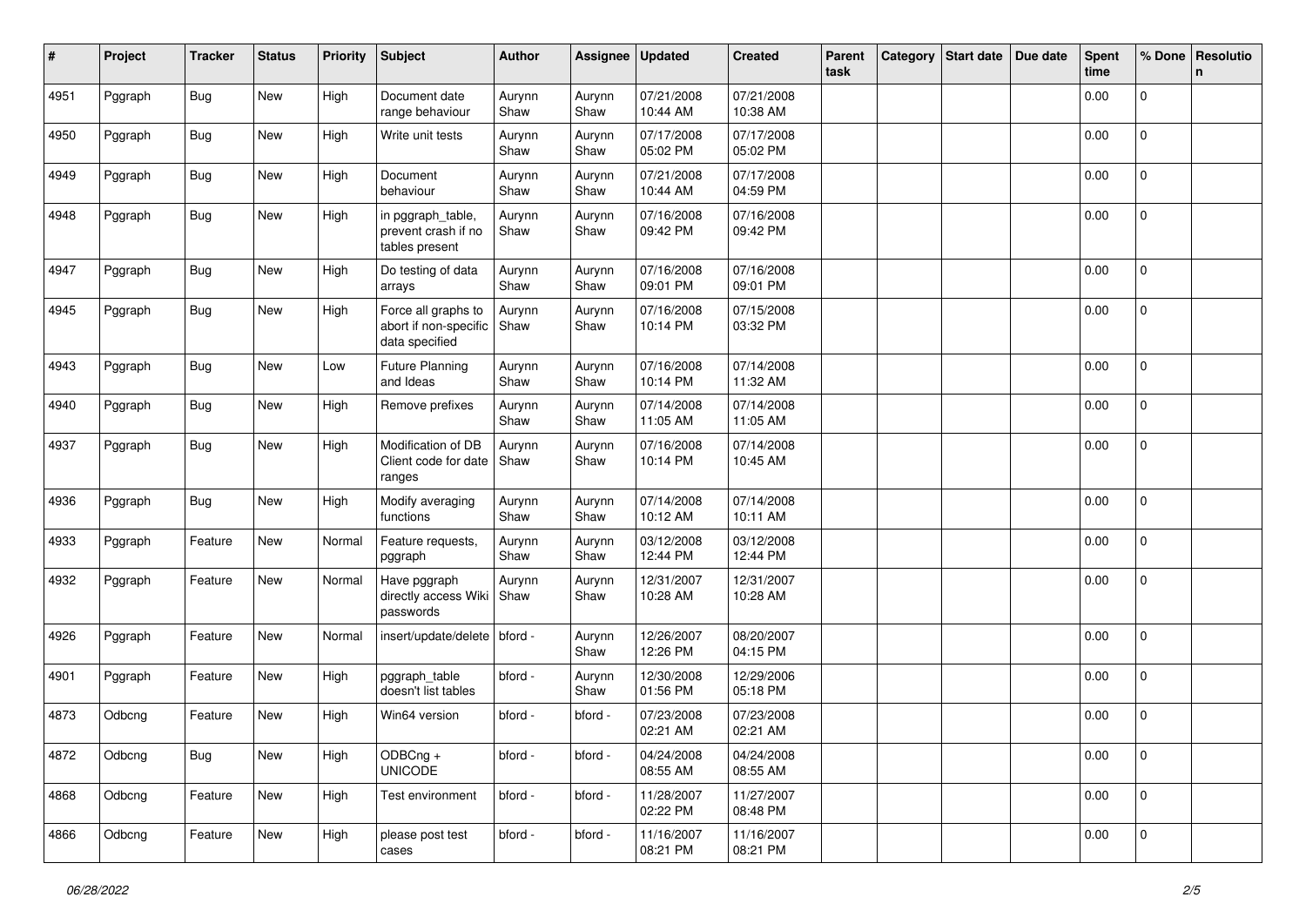| # | Project | Tracker | Status | Priority | Subject | Author | Assignee | Updated | Created | Parent task | Category | Start date | Due date | Spent time | % Done | Resolution |
|---|---|---|---|---|---|---|---|---|---|---|---|---|---|---|---|---|
| 4951 | Pggraph | Bug | New | High | Document date range behaviour | Aurynn Shaw | Aurynn Shaw | 07/21/2008 10:44 AM | 07/21/2008 10:38 AM | | | | | 0.00 | 0 | |
| 4950 | Pggraph | Bug | New | High | Write unit tests | Aurynn Shaw | Aurynn Shaw | 07/17/2008 05:02 PM | 07/17/2008 05:02 PM | | | | | 0.00 | 0 | |
| 4949 | Pggraph | Bug | New | High | Document behaviour | Aurynn Shaw | Aurynn Shaw | 07/21/2008 10:44 AM | 07/17/2008 04:59 PM | | | | | 0.00 | 0 | |
| 4948 | Pggraph | Bug | New | High | in pggraph_table, prevent crash if no tables present | Aurynn Shaw | Aurynn Shaw | 07/16/2008 09:42 PM | 07/16/2008 09:42 PM | | | | | 0.00 | 0 | |
| 4947 | Pggraph | Bug | New | High | Do testing of data arrays | Aurynn Shaw | Aurynn Shaw | 07/16/2008 09:01 PM | 07/16/2008 09:01 PM | | | | | 0.00 | 0 | |
| 4945 | Pggraph | Bug | New | High | Force all graphs to abort if non-specific data specified | Aurynn Shaw | Aurynn Shaw | 07/16/2008 10:14 PM | 07/15/2008 03:32 PM | | | | | 0.00 | 0 | |
| 4943 | Pggraph | Bug | New | Low | Future Planning and Ideas | Aurynn Shaw | Aurynn Shaw | 07/16/2008 10:14 PM | 07/14/2008 11:32 AM | | | | | 0.00 | 0 | |
| 4940 | Pggraph | Bug | New | High | Remove prefixes | Aurynn Shaw | Aurynn Shaw | 07/14/2008 11:05 AM | 07/14/2008 11:05 AM | | | | | 0.00 | 0 | |
| 4937 | Pggraph | Bug | New | High | Modification of DB Client code for date ranges | Aurynn Shaw | Aurynn Shaw | 07/16/2008 10:14 PM | 07/14/2008 10:45 AM | | | | | 0.00 | 0 | |
| 4936 | Pggraph | Bug | New | High | Modify averaging functions | Aurynn Shaw | Aurynn Shaw | 07/14/2008 10:12 AM | 07/14/2008 10:11 AM | | | | | 0.00 | 0 | |
| 4933 | Pggraph | Feature | New | Normal | Feature requests, pggraph | Aurynn Shaw | Aurynn Shaw | 03/12/2008 12:44 PM | 03/12/2008 12:44 PM | | | | | 0.00 | 0 | |
| 4932 | Pggraph | Feature | New | Normal | Have pggraph directly access Wiki passwords | Aurynn Shaw | Aurynn Shaw | 12/31/2007 10:28 AM | 12/31/2007 10:28 AM | | | | | 0.00 | 0 | |
| 4926 | Pggraph | Feature | New | Normal | insert/update/delete | bford - | Aurynn Shaw | 12/26/2007 12:26 PM | 08/20/2007 04:15 PM | | | | | 0.00 | 0 | |
| 4901 | Pggraph | Feature | New | High | pggraph_table doesn't list tables | bford - | Aurynn Shaw | 12/30/2008 01:56 PM | 12/29/2006 05:18 PM | | | | | 0.00 | 0 | |
| 4873 | Odbcng | Feature | New | High | Win64 version | bford - | bford - | 07/23/2008 02:21 AM | 07/23/2008 02:21 AM | | | | | 0.00 | 0 | |
| 4872 | Odbcng | Bug | New | High | ODBCng + UNICODE | bford - | bford - | 04/24/2008 08:55 AM | 04/24/2008 08:55 AM | | | | | 0.00 | 0 | |
| 4868 | Odbcng | Feature | New | High | Test environment | bford - | bford - | 11/28/2007 02:22 PM | 11/27/2007 08:48 PM | | | | | 0.00 | 0 | |
| 4866 | Odbcng | Feature | New | High | please post test cases | bford - | bford - | 11/16/2007 08:21 PM | 11/16/2007 08:21 PM | | | | | 0.00 | 0 | |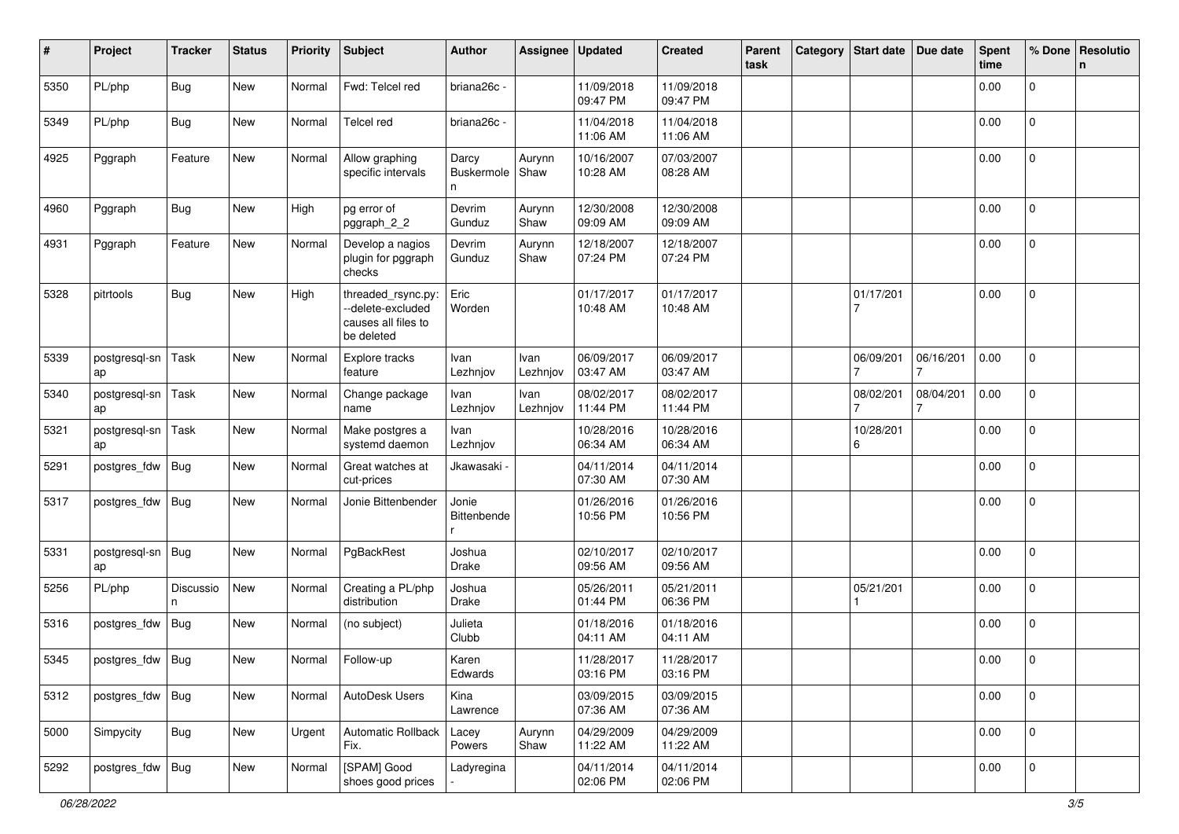| # | Project | Tracker | Status | Priority | Subject | Author | Assignee | Updated | Created | Parent task | Category | Start date | Due date | Spent time | % Done | Resolution |
|---|---|---|---|---|---|---|---|---|---|---|---|---|---|---|---|---|
| 5350 | PL/php | Bug | New | Normal | Fwd: Telcel red | briana26c - | | 11/09/2018 09:47 PM | 11/09/2018 09:47 PM | | | | | 0.00 | 0 | |
| 5349 | PL/php | Bug | New | Normal | Telcel red | briana26c - | | 11/04/2018 11:06 AM | 11/04/2018 11:06 AM | | | | | 0.00 | 0 | |
| 4925 | Pggraph | Feature | New | Normal | Allow graphing specific intervals | Darcy Buskermolen | Aurynn Shaw | 10/16/2007 10:28 AM | 07/03/2007 08:28 AM | | | | | 0.00 | 0 | |
| 4960 | Pggraph | Bug | New | High | pg error of pggraph_2_2 | Devrim Gunduz | Aurynn Shaw | 12/30/2008 09:09 AM | 12/30/2008 09:09 AM | | | | | 0.00 | 0 | |
| 4931 | Pggraph | Feature | New | Normal | Develop a nagios plugin for pggraph checks | Devrim Gunduz | Aurynn Shaw | 12/18/2007 07:24 PM | 12/18/2007 07:24 PM | | | | | 0.00 | 0 | |
| 5328 | pitrtools | Bug | New | High | threaded_rsync.py: --delete-excluded causes all files to be deleted | Eric Worden | | 01/17/2017 10:48 AM | 01/17/2017 10:48 AM | | | 01/17/2017 | | 0.00 | 0 | |
| 5339 | postgresql-snap | Task | New | Normal | Explore tracks feature | Ivan Lezhnjov | Ivan Lezhnjov | 06/09/2017 03:47 AM | 06/09/2017 03:47 AM | | | 06/09/2017 | 06/16/2017 | 0.00 | 0 | |
| 5340 | postgresql-snap | Task | New | Normal | Change package name | Ivan Lezhnjov | Ivan Lezhnjov | 08/02/2017 11:44 PM | 08/02/2017 11:44 PM | | | 08/02/2017 | 08/04/2017 | 0.00 | 0 | |
| 5321 | postgresql-snap | Task | New | Normal | Make postgres a systemd daemon | Ivan Lezhnjov | | 10/28/2016 06:34 AM | 10/28/2016 06:34 AM | | | 10/28/2016 | | 0.00 | 0 | |
| 5291 | postgres_fdw | Bug | New | Normal | Great watches at cut-prices | Jkawasaki - | | 04/11/2014 07:30 AM | 04/11/2014 07:30 AM | | | | | 0.00 | 0 | |
| 5317 | postgres_fdw | Bug | New | Normal | Jonie Bittenbender | Jonie Bittenbender | | 01/26/2016 10:56 PM | 01/26/2016 10:56 PM | | | | | 0.00 | 0 | |
| 5331 | postgresql-snap | Bug | New | Normal | PgBackRest | Joshua Drake | | 02/10/2017 09:56 AM | 02/10/2017 09:56 AM | | | | | 0.00 | 0 | |
| 5256 | PL/php | Discussion | New | Normal | Creating a PL/php distribution | Joshua Drake | | 05/26/2011 01:44 PM | 05/21/2011 06:36 PM | | | 05/21/2011 | | 0.00 | 0 | |
| 5316 | postgres_fdw | Bug | New | Normal | (no subject) | Julieta Clubb | | 01/18/2016 04:11 AM | 01/18/2016 04:11 AM | | | | | 0.00 | 0 | |
| 5345 | postgres_fdw | Bug | New | Normal | Follow-up | Karen Edwards | | 11/28/2017 03:16 PM | 11/28/2017 03:16 PM | | | | | 0.00 | 0 | |
| 5312 | postgres_fdw | Bug | New | Normal | AutoDesk Users | Kina Lawrence | | 03/09/2015 07:36 AM | 03/09/2015 07:36 AM | | | | | 0.00 | 0 | |
| 5000 | Simpycity | Bug | New | Urgent | Automatic Rollback Fix. | Lacey Powers | Aurynn Shaw | 04/29/2009 11:22 AM | 04/29/2009 11:22 AM | | | | | 0.00 | 0 | |
| 5292 | postgres_fdw | Bug | New | Normal | [SPAM] Good shoes good prices | Ladyregina - | | 04/11/2014 02:06 PM | 04/11/2014 02:06 PM | | | | | 0.00 | 0 | |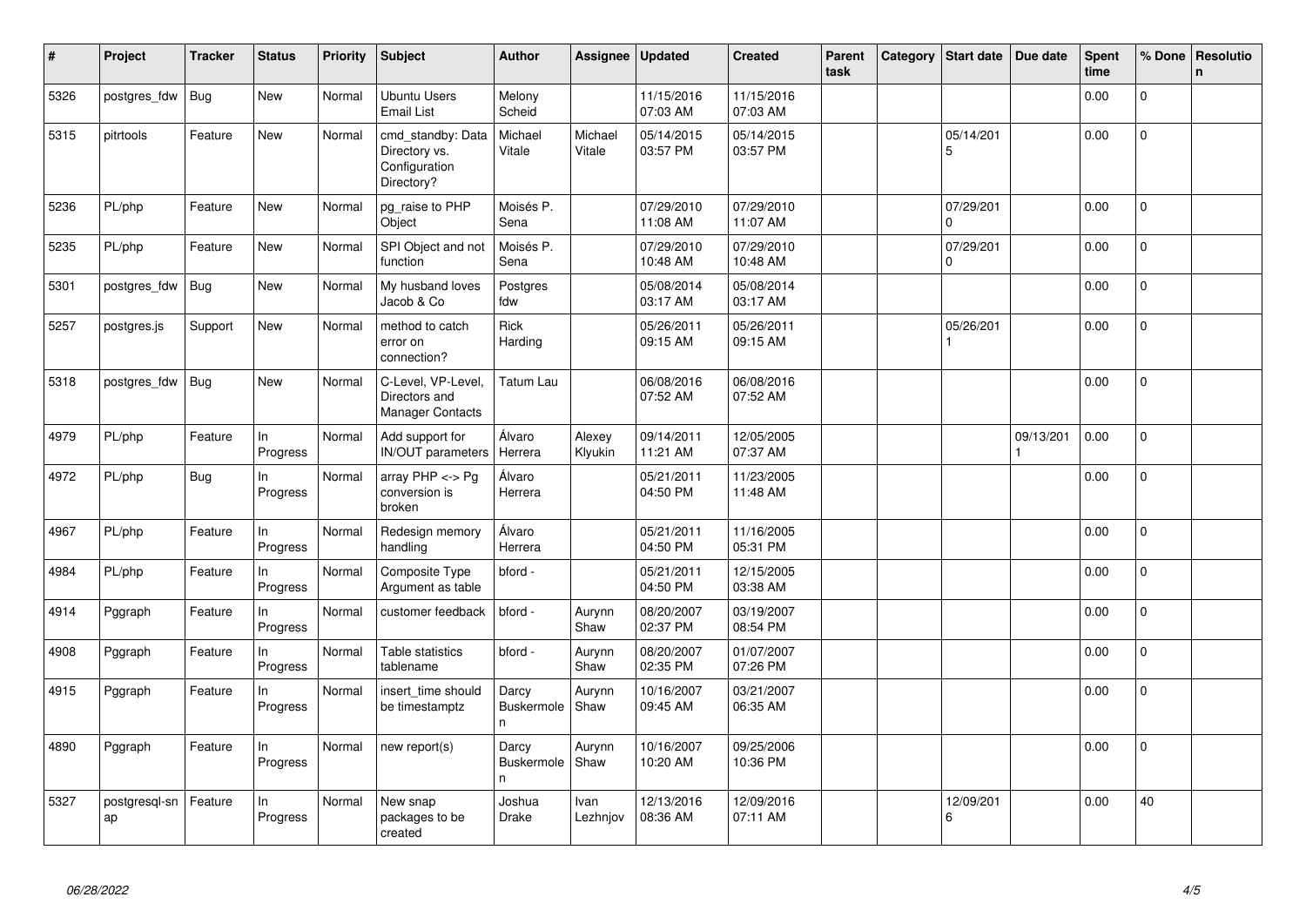| # | Project | Tracker | Status | Priority | Subject | Author | Assignee | Updated | Created | Parent task | Category | Start date | Due date | Spent time | % Done | Resolution |
|---|---|---|---|---|---|---|---|---|---|---|---|---|---|---|---|---|
| 5326 | postgres_fdw | Bug | New | Normal | Ubuntu Users Email List | Melony Scheid | | 11/15/2016 07:03 AM | 11/15/2016 07:03 AM | | | | | 0.00 | 0 | |
| 5315 | pitrtools | Feature | New | Normal | cmd_standby: Data Directory vs. Configuration Directory? | Michael Vitale | Michael Vitale | 05/14/2015 03:57 PM | 05/14/2015 03:57 PM | | | 05/14/2015 | | 0.00 | 0 | |
| 5236 | PL/php | Feature | New | Normal | pg_raise to PHP Object | Moisés P. Sena | | 07/29/2010 11:08 AM | 07/29/2010 11:07 AM | | | 07/29/2010 | | 0.00 | 0 | |
| 5235 | PL/php | Feature | New | Normal | SPI Object and not function | Moisés P. Sena | | 07/29/2010 10:48 AM | 07/29/2010 10:48 AM | | | 07/29/2010 | | 0.00 | 0 | |
| 5301 | postgres_fdw | Bug | New | Normal | My husband loves Jacob & Co | Postgres fdw | | 05/08/2014 03:17 AM | 05/08/2014 03:17 AM | | | | | 0.00 | 0 | |
| 5257 | postgres.js | Support | New | Normal | method to catch error on connection? | Rick Harding | | 05/26/2011 09:15 AM | 05/26/2011 09:15 AM | | | 05/26/2011 | | 0.00 | 0 | |
| 5318 | postgres_fdw | Bug | New | Normal | C-Level, VP-Level, Directors and Manager Contacts | Tatum Lau | | 06/08/2016 07:52 AM | 06/08/2016 07:52 AM | | | | | 0.00 | 0 | |
| 4979 | PL/php | Feature | In Progress | Normal | Add support for IN/OUT parameters | Álvaro Herrera | Alexey Klyukin | 09/14/2011 11:21 AM | 12/05/2005 07:37 AM | | | | 09/13/2011 | 0.00 | 0 | |
| 4972 | PL/php | Bug | In Progress | Normal | array PHP <-> Pg conversion is broken | Álvaro Herrera | | 05/21/2011 04:50 PM | 11/23/2005 11:48 AM | | | | | 0.00 | 0 | |
| 4967 | PL/php | Feature | In Progress | Normal | Redesign memory handling | Álvaro Herrera | | 05/21/2011 04:50 PM | 11/16/2005 05:31 PM | | | | | 0.00 | 0 | |
| 4984 | PL/php | Feature | In Progress | Normal | Composite Type Argument as table | bford - | | 05/21/2011 04:50 PM | 12/15/2005 03:38 AM | | | | | 0.00 | 0 | |
| 4914 | Pggraph | Feature | In Progress | Normal | customer feedback | bford - | Aurynn Shaw | 08/20/2007 02:37 PM | 03/19/2007 08:54 PM | | | | | 0.00 | 0 | |
| 4908 | Pggraph | Feature | In Progress | Normal | Table statistics tablename | bford - | Aurynn Shaw | 08/20/2007 02:35 PM | 01/07/2007 07:26 PM | | | | | 0.00 | 0 | |
| 4915 | Pggraph | Feature | In Progress | Normal | insert_time should be timestamptz | Darcy Buskermolen | Aurynn Shaw | 10/16/2007 09:45 AM | 03/21/2007 06:35 AM | | | | | 0.00 | 0 | |
| 4890 | Pggraph | Feature | In Progress | Normal | new report(s) | Darcy Buskermolen | Aurynn Shaw | 10/16/2007 10:20 AM | 09/25/2006 10:36 PM | | | | | 0.00 | 0 | |
| 5327 | postgresql-snap | Feature | In Progress | Normal | New snap packages to be created | Joshua Drake | Ivan Lezhnjov | 12/13/2016 08:36 AM | 12/09/2016 07:11 AM | | | 12/09/2016 | | 0.00 | 40 | |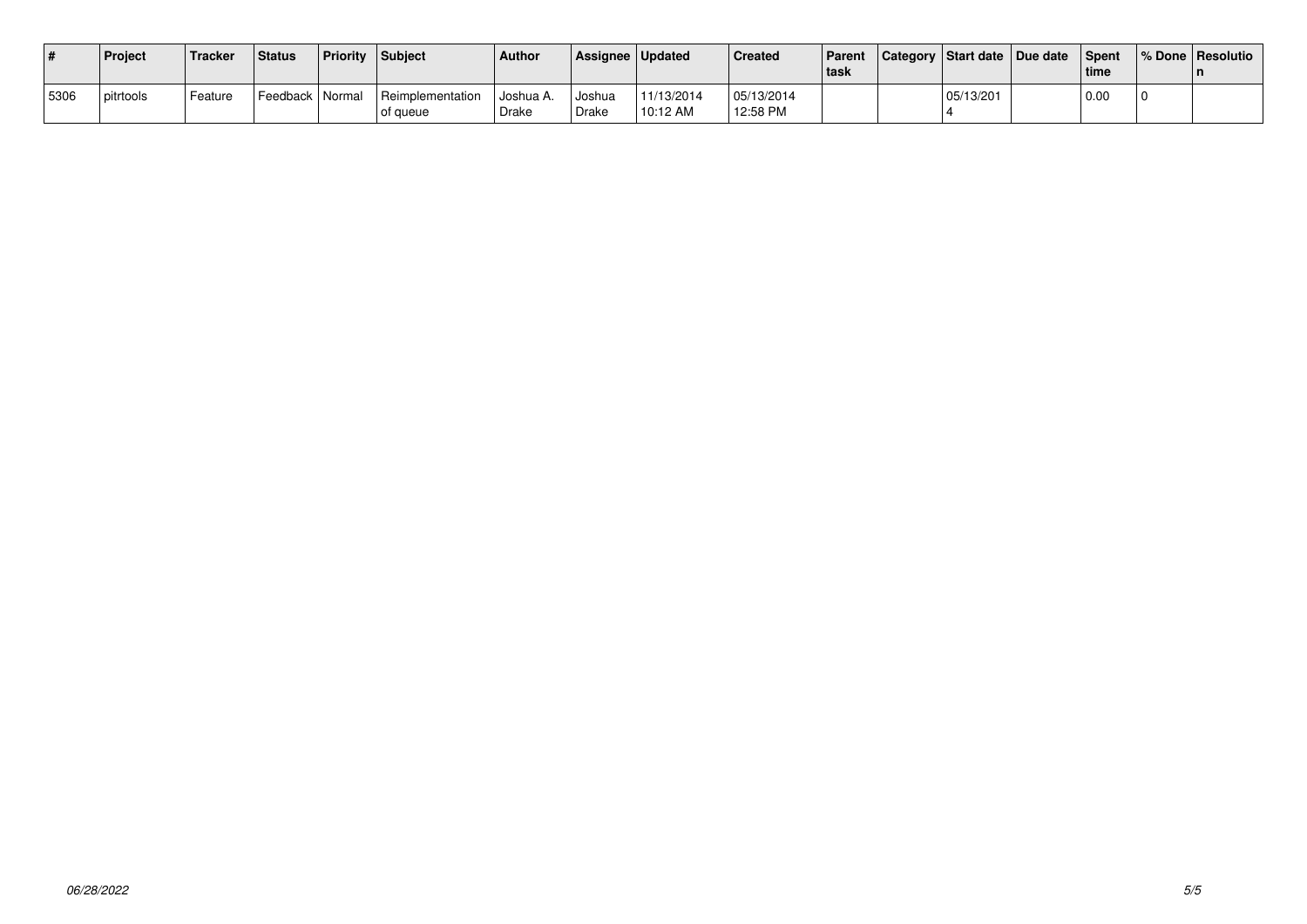| # | Project | Tracker | Status | Priority | Subject | Author | Assignee | Updated | Created | Parent task | Category | Start date | Due date | Spent time | % Done | Resolution |
|---|---|---|---|---|---|---|---|---|---|---|---|---|---|---|---|---|
| 5306 | pitrtools | Feature | Feedback | Normal | Reimplementation of queue | Joshua A. Drake | Joshua Drake | 11/13/2014 10:12 AM | 05/13/2014 12:58 PM | | | 05/13/2014 | | 0.00 | 0 | |